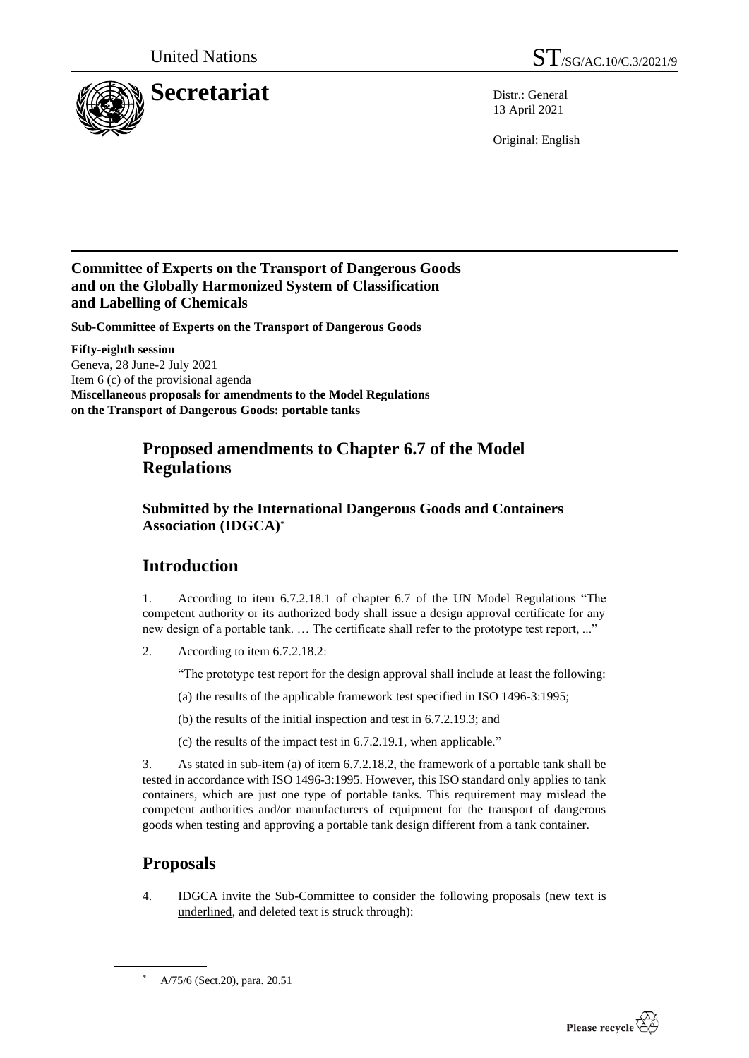United Nations ST/SG/AC.10/C.3/2021/9

# Secretariat

Distr.: General
13 April 2021

Original: English

**Committee of Experts on the Transport of Dangerous Goods and on the Globally Harmonized System of Classification and Labelling of Chemicals**

**Sub-Committee of Experts on the Transport of Dangerous Goods**

**Fifty-eighth session**
Geneva, 28 June-2 July 2021
Item 6 (c) of the provisional agenda
**Miscellaneous proposals for amendments to the Model Regulations on the Transport of Dangerous Goods: portable tanks**

## Proposed amendments to Chapter 6.7 of the Model Regulations

### Submitted by the International Dangerous Goods and Containers Association (IDGCA)*

## Introduction

1. According to item 6.7.2.18.1 of chapter 6.7 of the UN Model Regulations "The competent authority or its authorized body shall issue a design approval certificate for any new design of a portable tank. … The certificate shall refer to the prototype test report, ..."

2. According to item 6.7.2.18.2:

"The prototype test report for the design approval shall include at least the following:

(a) the results of the applicable framework test specified in ISO 1496-3:1995;

(b) the results of the initial inspection and test in 6.7.2.19.3; and

(c) the results of the impact test in 6.7.2.19.1, when applicable."

3. As stated in sub-item (a) of item 6.7.2.18.2, the framework of a portable tank shall be tested in accordance with ISO 1496-3:1995. However, this ISO standard only applies to tank containers, which are just one type of portable tanks. This requirement may mislead the competent authorities and/or manufacturers of equipment for the transport of dangerous goods when testing and approving a portable tank design different from a tank container.

## Proposals

4. IDGCA invite the Sub-Committee to consider the following proposals (new text is <u>underlined</u>, and deleted text is ~~struck through~~):

* A/75/6 (Sect.20), para. 20.51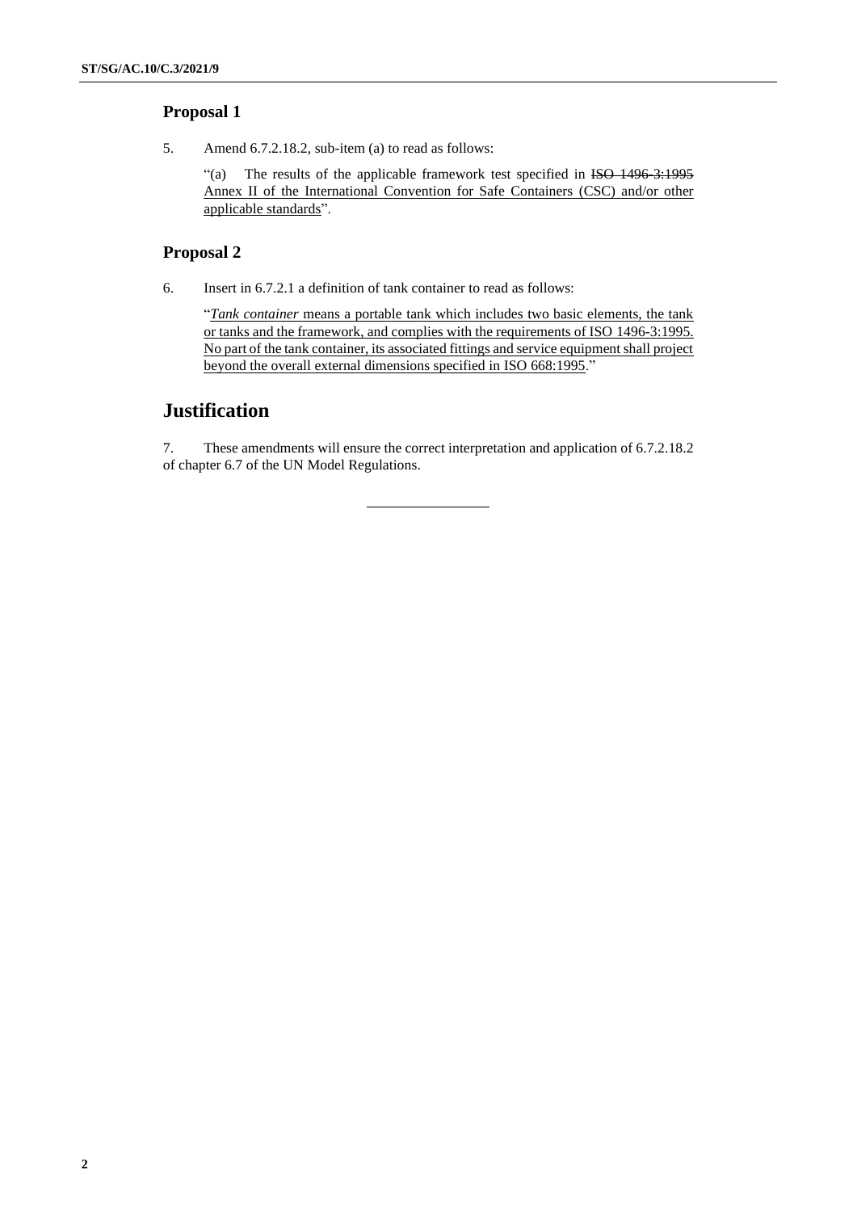## Proposal 1

5. Amend 6.7.2.18.2, sub-item (a) to read as follows:

"(a) The results of the applicable framework test specified in ~~ISO 1496-3:1995~~ <u>Annex II of the International Convention for Safe Containers (CSC) and/or other applicable standards</u>".

## Proposal 2

6. Insert in 6.7.2.1 a definition of tank container to read as follows:

"<u>*Tank container* means a portable tank which includes two basic elements, the tank or tanks and the framework, and complies with the requirements of ISO 1496-3:1995. No part of the tank container, its associated fittings and service equipment shall project beyond the overall external dimensions specified in ISO 668:1995</u>."

# Justification

7. These amendments will ensure the correct interpretation and application of 6.7.2.18.2 of chapter 6.7 of the UN Model Regulations.